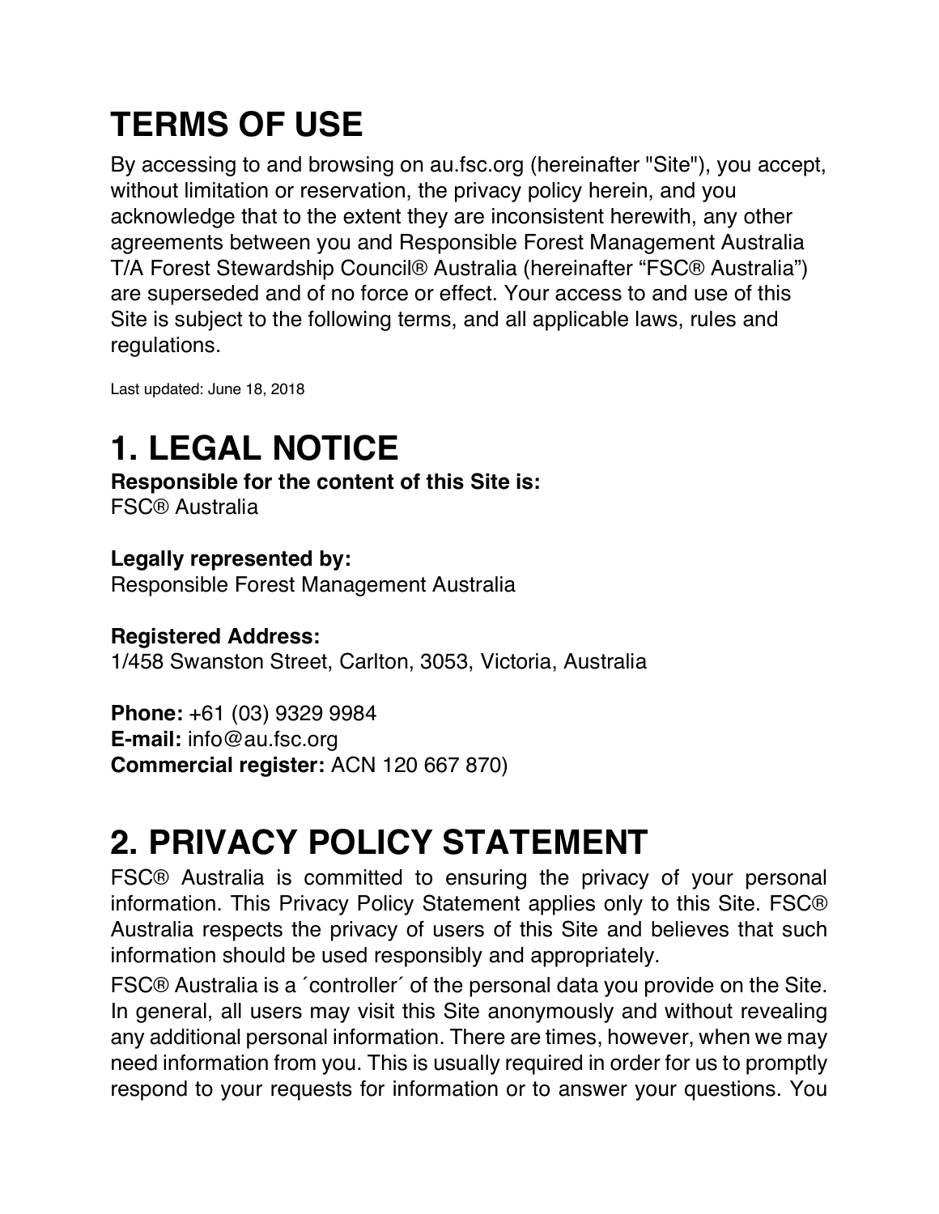# TERMS OF USE

By accessing to and browsing on au.fsc.org (hereinafter "Site"), you accept, without limitation or reservation, the privacy policy herein, and you acknowledge that to the extent they are inconsistent herewith, any other agreements between you and Responsible Forest Management Australia T/A Forest Stewardship Council® Australia (hereinafter "FSC® Australia") are superseded and of no force or effect. Your access to and use of this Site is subject to the following terms, and all applicable laws, rules and regulations.

Last updated: June 18, 2018

# 1. LEGAL NOTICE

**Responsible for the content of this Site is:**
FSC® Australia

**Legally represented by:**
Responsible Forest Management Australia

**Registered Address:**
1/458 Swanston Street, Carlton, 3053, Victoria, Australia

**Phone:** +61 (03) 9329 9984
**E-mail:** info@au.fsc.org
**Commercial register:** ACN 120 667 870)

# 2. PRIVACY POLICY STATEMENT

FSC® Australia is committed to ensuring the privacy of your personal information. This Privacy Policy Statement applies only to this Site. FSC® Australia respects the privacy of users of this Site and believes that such information should be used responsibly and appropriately.

FSC® Australia is a ´controller´ of the personal data you provide on the Site. In general, all users may visit this Site anonymously and without revealing any additional personal information. There are times, however, when we may need information from you. This is usually required in order for us to promptly respond to your requests for information or to answer your questions. You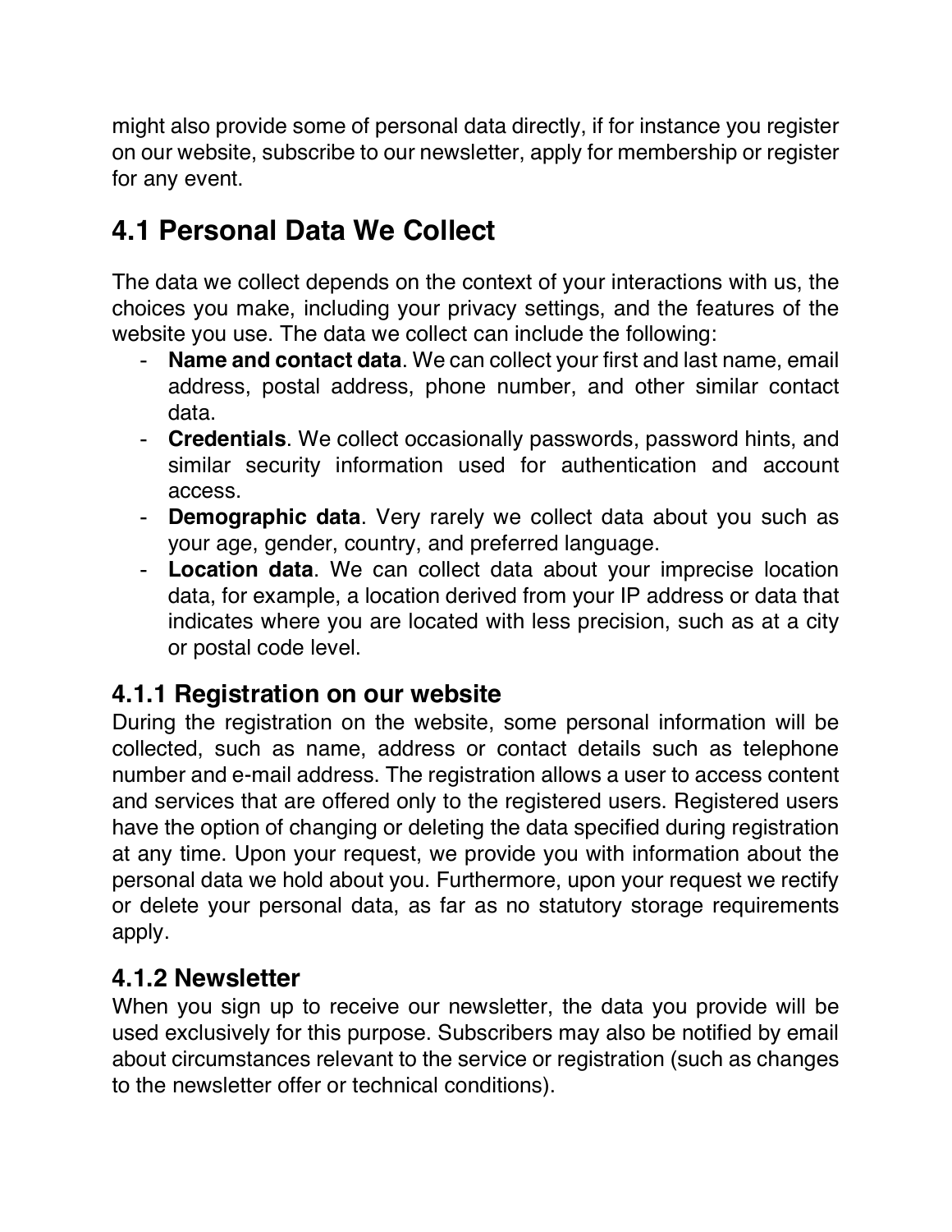might also provide some of personal data directly, if for instance you register on our website, subscribe to our newsletter, apply for membership or register for any event.

## 4.1 Personal Data We Collect

The data we collect depends on the context of your interactions with us, the choices you make, including your privacy settings, and the features of the website you use. The data we collect can include the following:

- **Name and contact data**. We can collect your first and last name, email address, postal address, phone number, and other similar contact data.
- **Credentials**. We collect occasionally passwords, password hints, and similar security information used for authentication and account access.
- **Demographic data**. Very rarely we collect data about you such as your age, gender, country, and preferred language.
- **Location data**. We can collect data about your imprecise location data, for example, a location derived from your IP address or data that indicates where you are located with less precision, such as at a city or postal code level.

### 4.1.1 Registration on our website

During the registration on the website, some personal information will be collected, such as name, address or contact details such as telephone number and e-mail address. The registration allows a user to access content and services that are offered only to the registered users. Registered users have the option of changing or deleting the data specified during registration at any time. Upon your request, we provide you with information about the personal data we hold about you. Furthermore, upon your request we rectify or delete your personal data, as far as no statutory storage requirements apply.

### 4.1.2 Newsletter

When you sign up to receive our newsletter, the data you provide will be used exclusively for this purpose. Subscribers may also be notified by email about circumstances relevant to the service or registration (such as changes to the newsletter offer or technical conditions).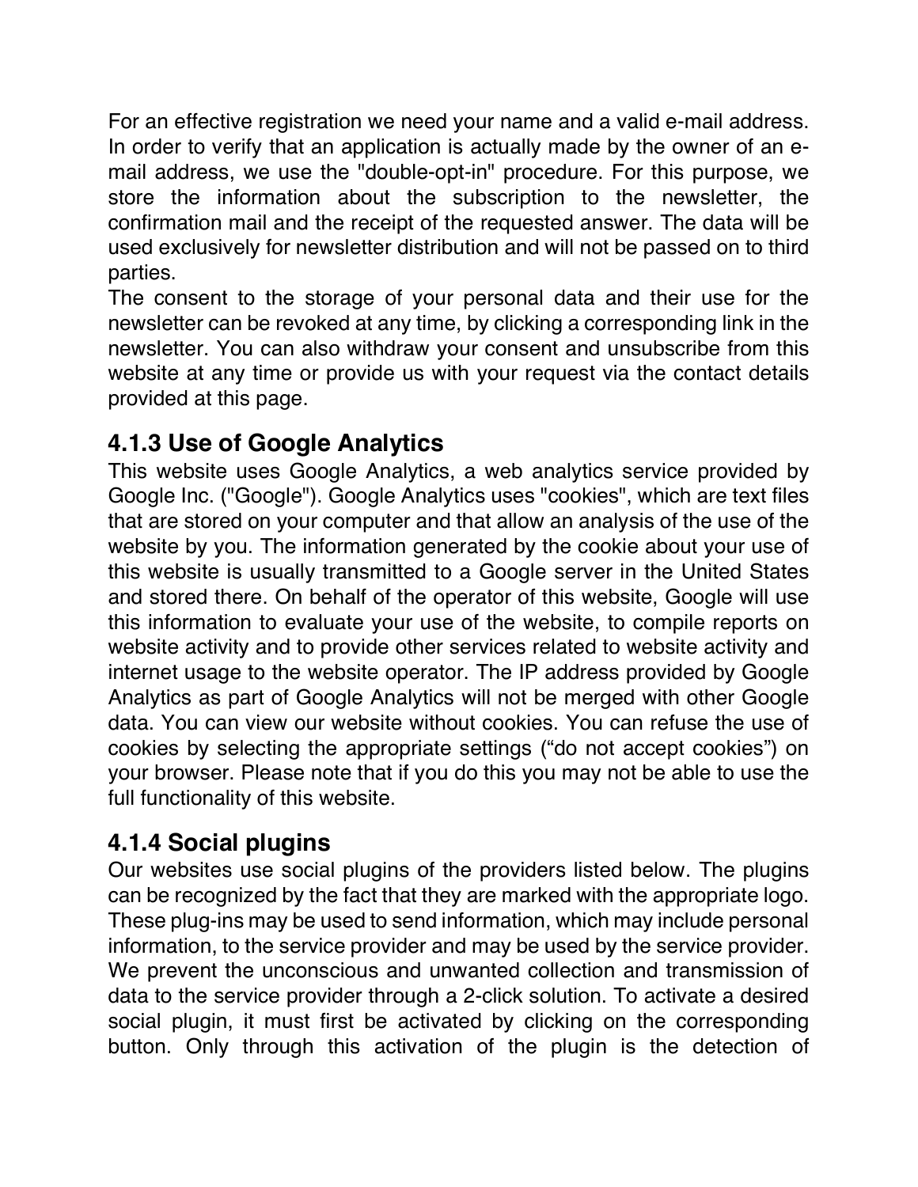For an effective registration we need your name and a valid e-mail address. In order to verify that an application is actually made by the owner of an e-mail address, we use the "double-opt-in" procedure. For this purpose, we store the information about the subscription to the newsletter, the confirmation mail and the receipt of the requested answer. The data will be used exclusively for newsletter distribution and will not be passed on to third parties.
The consent to the storage of your personal data and their use for the newsletter can be revoked at any time, by clicking a corresponding link in the newsletter. You can also withdraw your consent and unsubscribe from this website at any time or provide us with your request via the contact details provided at this page.

### 4.1.3 Use of Google Analytics

This website uses Google Analytics, a web analytics service provided by Google Inc. ("Google"). Google Analytics uses "cookies", which are text files that are stored on your computer and that allow an analysis of the use of the website by you. The information generated by the cookie about your use of this website is usually transmitted to a Google server in the United States and stored there. On behalf of the operator of this website, Google will use this information to evaluate your use of the website, to compile reports on website activity and to provide other services related to website activity and internet usage to the website operator. The IP address provided by Google Analytics as part of Google Analytics will not be merged with other Google data. You can view our website without cookies. You can refuse the use of cookies by selecting the appropriate settings ("do not accept cookies") on your browser. Please note that if you do this you may not be able to use the full functionality of this website.

### 4.1.4 Social plugins

Our websites use social plugins of the providers listed below. The plugins can be recognized by the fact that they are marked with the appropriate logo. These plug-ins may be used to send information, which may include personal information, to the service provider and may be used by the service provider. We prevent the unconscious and unwanted collection and transmission of data to the service provider through a 2-click solution. To activate a desired social plugin, it must first be activated by clicking on the corresponding button. Only through this activation of the plugin is the detection of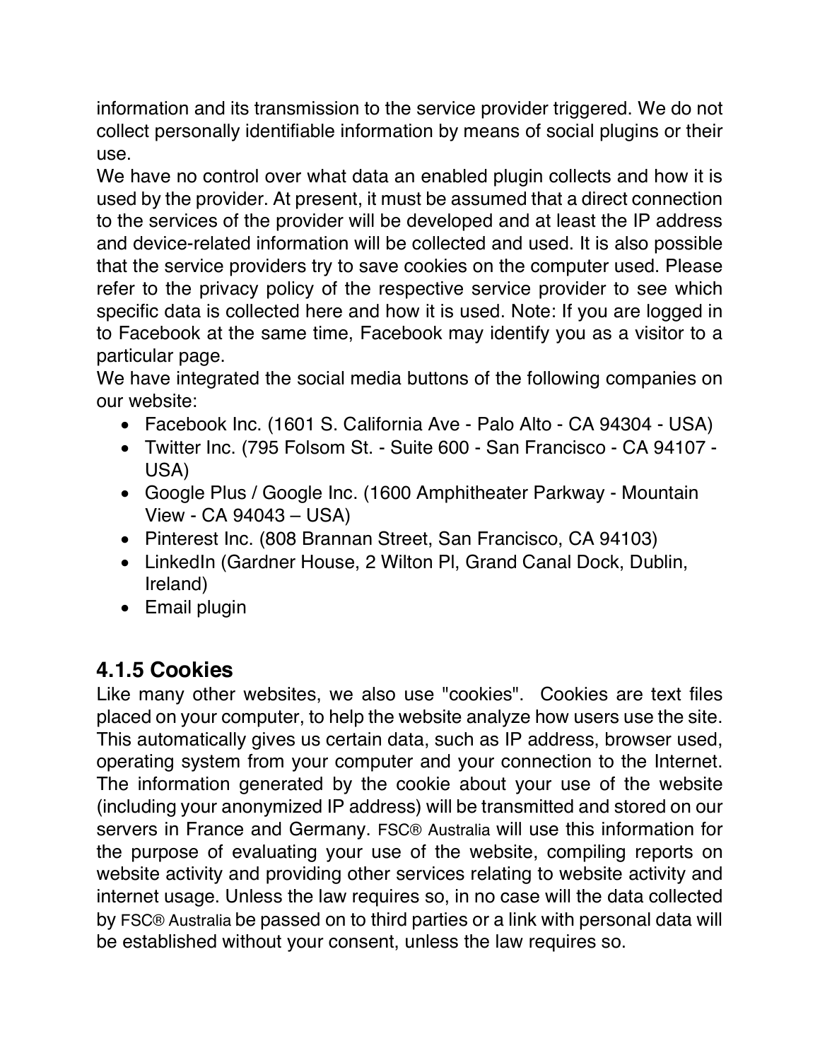information and its transmission to the service provider triggered. We do not collect personally identifiable information by means of social plugins or their use.

We have no control over what data an enabled plugin collects and how it is used by the provider. At present, it must be assumed that a direct connection to the services of the provider will be developed and at least the IP address and device-related information will be collected and used. It is also possible that the service providers try to save cookies on the computer used. Please refer to the privacy policy of the respective service provider to see which specific data is collected here and how it is used. Note: If you are logged in to Facebook at the same time, Facebook may identify you as a visitor to a particular page.

We have integrated the social media buttons of the following companies on our website:

- Facebook Inc. (1601 S. California Ave - Palo Alto - CA 94304 - USA)
- Twitter Inc. (795 Folsom St. - Suite 600 - San Francisco - CA 94107 - USA)
- Google Plus / Google Inc. (1600 Amphitheater Parkway - Mountain View - CA 94043 – USA)
- Pinterest Inc. (808 Brannan Street, San Francisco, CA 94103)
- LinkedIn (Gardner House, 2 Wilton Pl, Grand Canal Dock, Dublin, Ireland)
- Email plugin

### 4.1.5 Cookies

Like many other websites, we also use "cookies". Cookies are text files placed on your computer, to help the website analyze how users use the site. This automatically gives us certain data, such as IP address, browser used, operating system from your computer and your connection to the Internet. The information generated by the cookie about your use of the website (including your anonymized IP address) will be transmitted and stored on our servers in France and Germany. FSC® Australia will use this information for the purpose of evaluating your use of the website, compiling reports on website activity and providing other services relating to website activity and internet usage. Unless the law requires so, in no case will the data collected by FSC® Australia be passed on to third parties or a link with personal data will be established without your consent, unless the law requires so.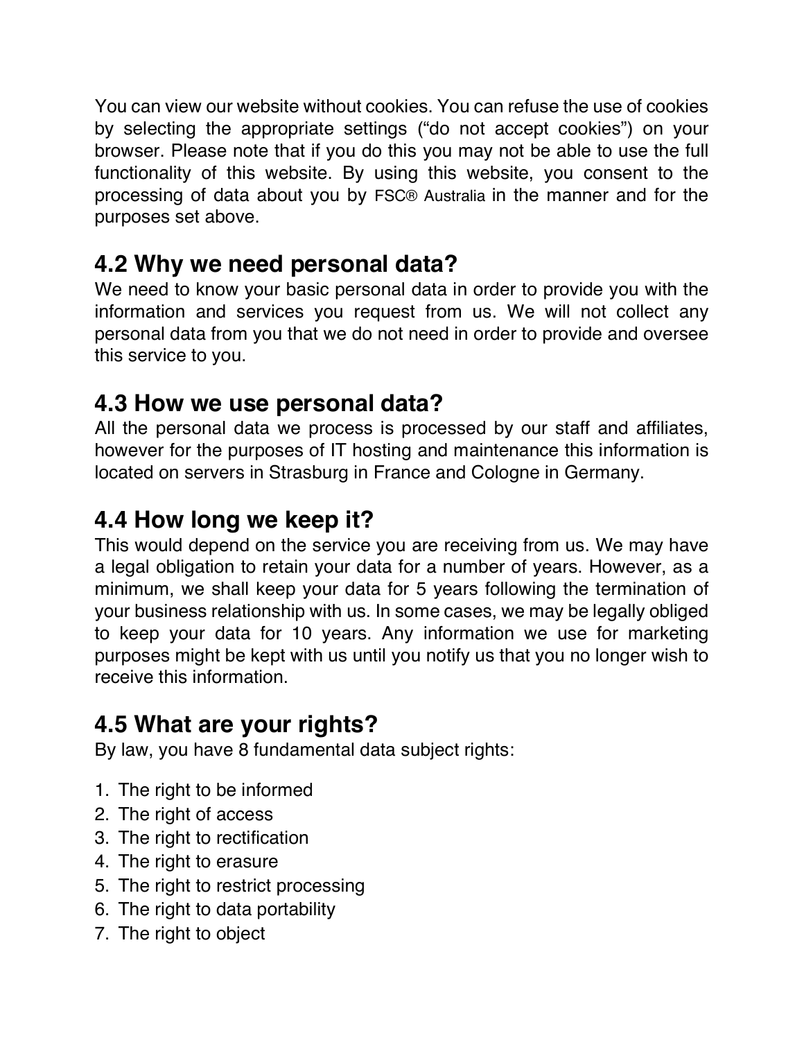You can view our website without cookies. You can refuse the use of cookies by selecting the appropriate settings ("do not accept cookies") on your browser. Please note that if you do this you may not be able to use the full functionality of this website. By using this website, you consent to the processing of data about you by FSC® Australia in the manner and for the purposes set above.

## 4.2 Why we need personal data?

We need to know your basic personal data in order to provide you with the information and services you request from us. We will not collect any personal data from you that we do not need in order to provide and oversee this service to you.

## 4.3 How we use personal data?

All the personal data we process is processed by our staff and affiliates, however for the purposes of IT hosting and maintenance this information is located on servers in Strasburg in France and Cologne in Germany.

## 4.4 How long we keep it?

This would depend on the service you are receiving from us. We may have a legal obligation to retain your data for a number of years. However, as a minimum, we shall keep your data for 5 years following the termination of your business relationship with us. In some cases, we may be legally obliged to keep your data for 10 years. Any information we use for marketing purposes might be kept with us until you notify us that you no longer wish to receive this information.

## 4.5 What are your rights?

By law, you have 8 fundamental data subject rights:

1. The right to be informed
2. The right of access
3. The right to rectification
4. The right to erasure
5. The right to restrict processing
6. The right to data portability
7. The right to object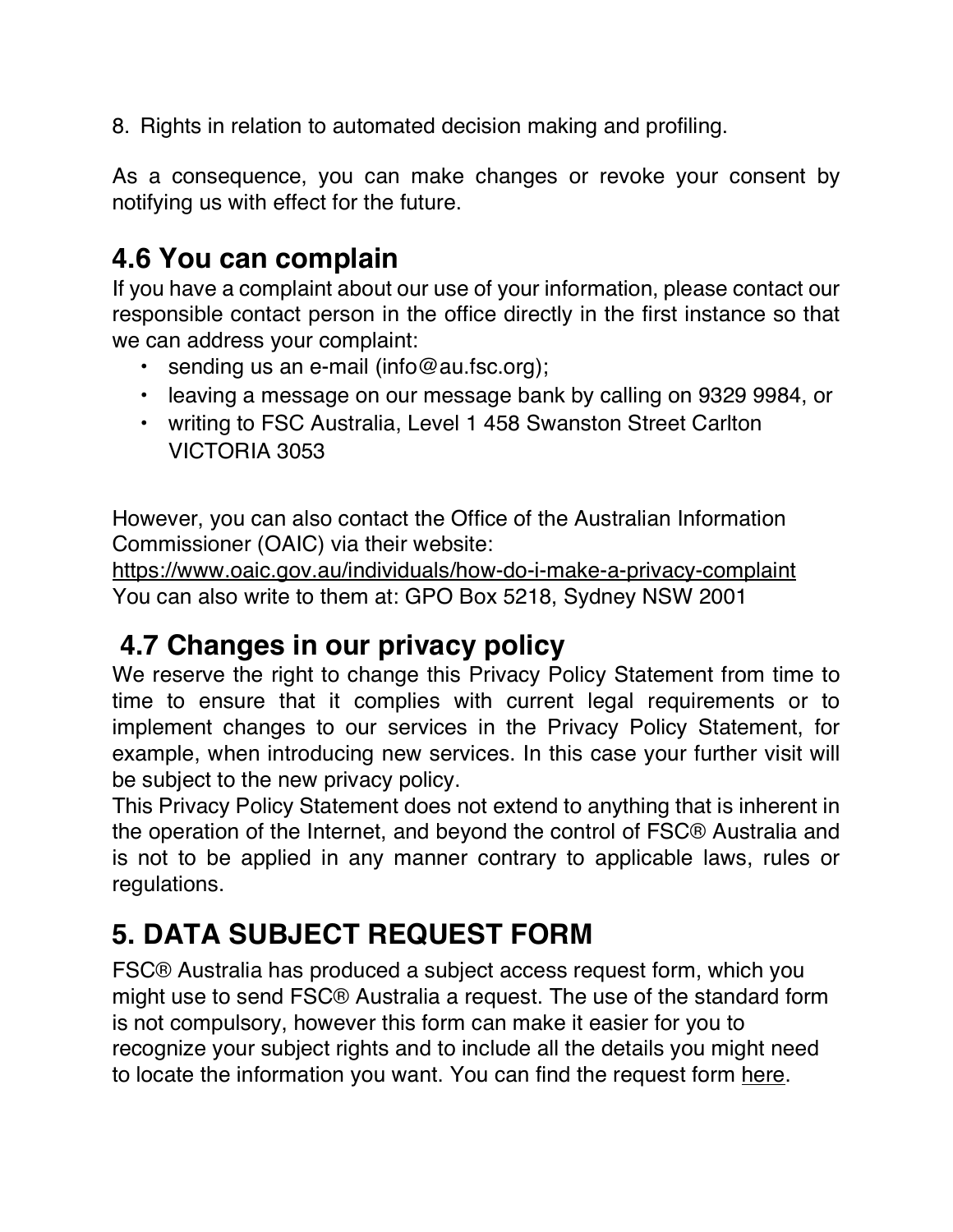8. Rights in relation to automated decision making and profiling.

As a consequence, you can make changes or revoke your consent by notifying us with effect for the future.

## 4.6 You can complain

If you have a complaint about our use of your information, please contact our responsible contact person in the office directly in the first instance so that we can address your complaint:

- sending us an e-mail (info@au.fsc.org);
- leaving a message on our message bank by calling on 9329 9984, or
- writing to FSC Australia, Level 1 458 Swanston Street Carlton VICTORIA 3053

However, you can also contact the Office of the Australian Information Commissioner (OAIC) via their website:
https://www.oaic.gov.au/individuals/how-do-i-make-a-privacy-complaint
You can also write to them at: GPO Box 5218, Sydney NSW 2001

## 4.7 Changes in our privacy policy

We reserve the right to change this Privacy Policy Statement from time to time to ensure that it complies with current legal requirements or to implement changes to our services in the Privacy Policy Statement, for example, when introducing new services. In this case your further visit will be subject to the new privacy policy.
This Privacy Policy Statement does not extend to anything that is inherent in the operation of the Internet, and beyond the control of FSC® Australia and is not to be applied in any manner contrary to applicable laws, rules or regulations.

# 5. DATA SUBJECT REQUEST FORM

FSC® Australia has produced a subject access request form, which you might use to send FSC® Australia a request. The use of the standard form is not compulsory, however this form can make it easier for you to recognize your subject rights and to include all the details you might need to locate the information you want. You can find the request form here.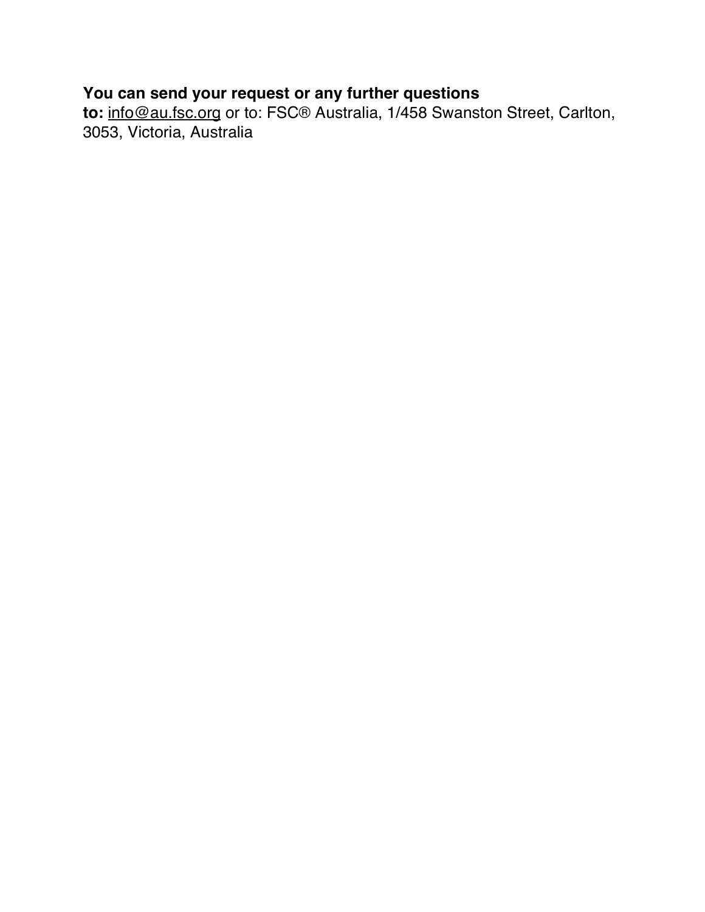**You can send your request or any further questions to:** info@au.fsc.org or to: FSC® Australia, 1/458 Swanston Street, Carlton, 3053, Victoria, Australia